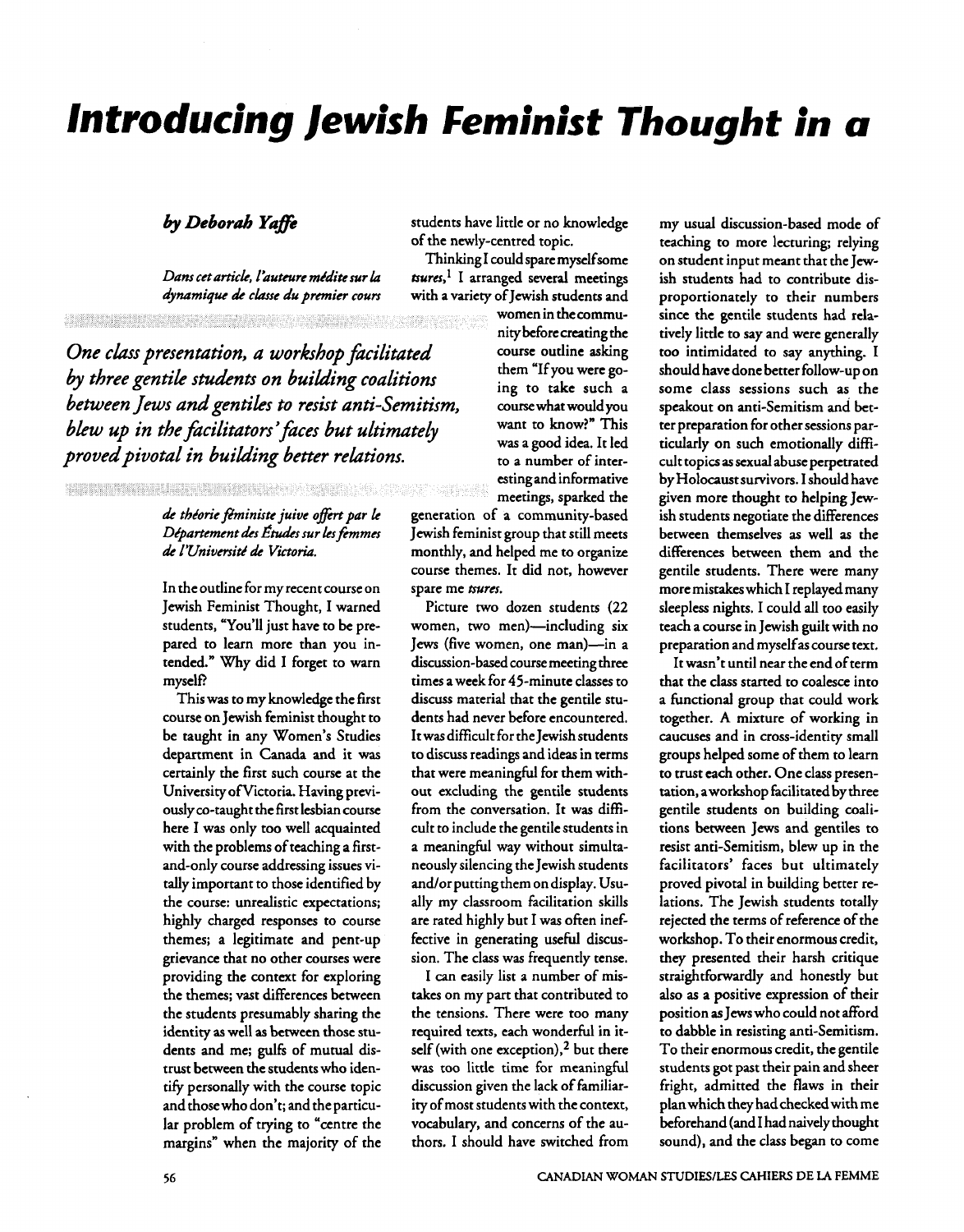# Introducing Jewish Feminist Thought in a

*by Deborah Yaffe*

*Dans cet article, l'auteure médite sur la dynamique de classe du premier cours de théorie féministe juive offert par le Département des Études sur les femmes de l'Université de Victoria.*

*One class presentation, a workshop facilitated by three gentile students on building coalitions between Jews and gentiles to resist anti-Semitism, blew up in the facilitators' faces but ultimately proved pivotal in building better relations.*

In the outline for my recent course on Jewish Feminist Thought, I warned students, "You'll just have to be prepared to learn more than you intended." Why did I forget to warn myself?

This was to my knowledge the first course on Jewish feminist thought to be taught in any Women's Studies department in Canada and it was certainly the first such course at the University of Victoria. Having previously co-taught the first lesbian course here I was only too well acquainted with the problems of teaching a first-and-only course addressing issues vitally important to those identified by the course: unrealistic expectations; highly charged responses to course themes; a legitimate and pent-up grievance that no other courses were providing the context for exploring the themes; vast differences between the students presumably sharing the identity as well as between those students and me; gulfs of mutual distrust between the students who identify personally with the course topic and those who don't; and the particular problem of trying to "centre the margins" when the majority of the students have little or no knowledge of the newly-centred topic.

Thinking I could spare myself some *tsures*,[1] I arranged several meetings with a variety of Jewish students and women in the community before creating the course outline asking them "If you were going to take such a course what would you want to know?" This was a good idea. It led to a number of interesting and informative meetings, sparked the generation of a community-based Jewish feminist group that still meets monthly, and helped me to organize course themes. It did not, however spare me *tsures*.

Picture two dozen students (22 women, two men)—including six Jews (five women, one man)—in a discussion-based course meeting three times a week for 45-minute classes to discuss material that the gentile students had never before encountered. It was difficult for the Jewish students to discuss readings and ideas in terms that were meaningful for them without excluding the gentile students from the conversation. It was difficult to include the gentile students in a meaningful way without simultaneously silencing the Jewish students and/or putting them on display. Usually my classroom facilitation skills are rated highly but I was often ineffective in generating useful discussion. The class was frequently tense.

I can easily list a number of mistakes on my part that contributed to the tensions. There were too many required texts, each wonderful in itself (with one exception),[2] but there was too little time for meaningful discussion given the lack of familiarity of most students with the context, vocabulary, and concerns of the authors. I should have switched from my usual discussion-based mode of teaching to more lecturing; relying on student input meant that the Jewish students had to contribute disproportionately to their numbers since the gentile students had relatively little to say and were generally too intimidated to say anything. I should have done better follow-up on some class sessions such as the speakout on anti-Semitism and better preparation for other sessions particularly on such emotionally difficult topics as sexual abuse perpetrated by Holocaust survivors. I should have given more thought to helping Jewish students negotiate the differences between themselves as well as the differences between them and the gentile students. There were many more mistakes which I replayed many sleepless nights. I could all too easily teach a course in Jewish guilt with no preparation and myself as course text.

It wasn't until near the end of term that the class started to coalesce into a functional group that could work together. A mixture of working in caucuses and in cross-identity small groups helped some of them to learn to trust each other. One class presentation, a workshop facilitated by three gentile students on building coalitions between Jews and gentiles to resist anti-Semitism, blew up in the facilitators' faces but ultimately proved pivotal in building better relations. The Jewish students totally rejected the terms of reference of the workshop. To their enormous credit, they presented their harsh critique straightforwardly and honestly but also as a positive expression of their position as Jews who could not afford to dabble in resisting anti-Semitism. To their enormous credit, the gentile students got past their pain and sheer fright, admitted the flaws in their plan which they had checked with me beforehand (and I had naively thought sound), and the class began to come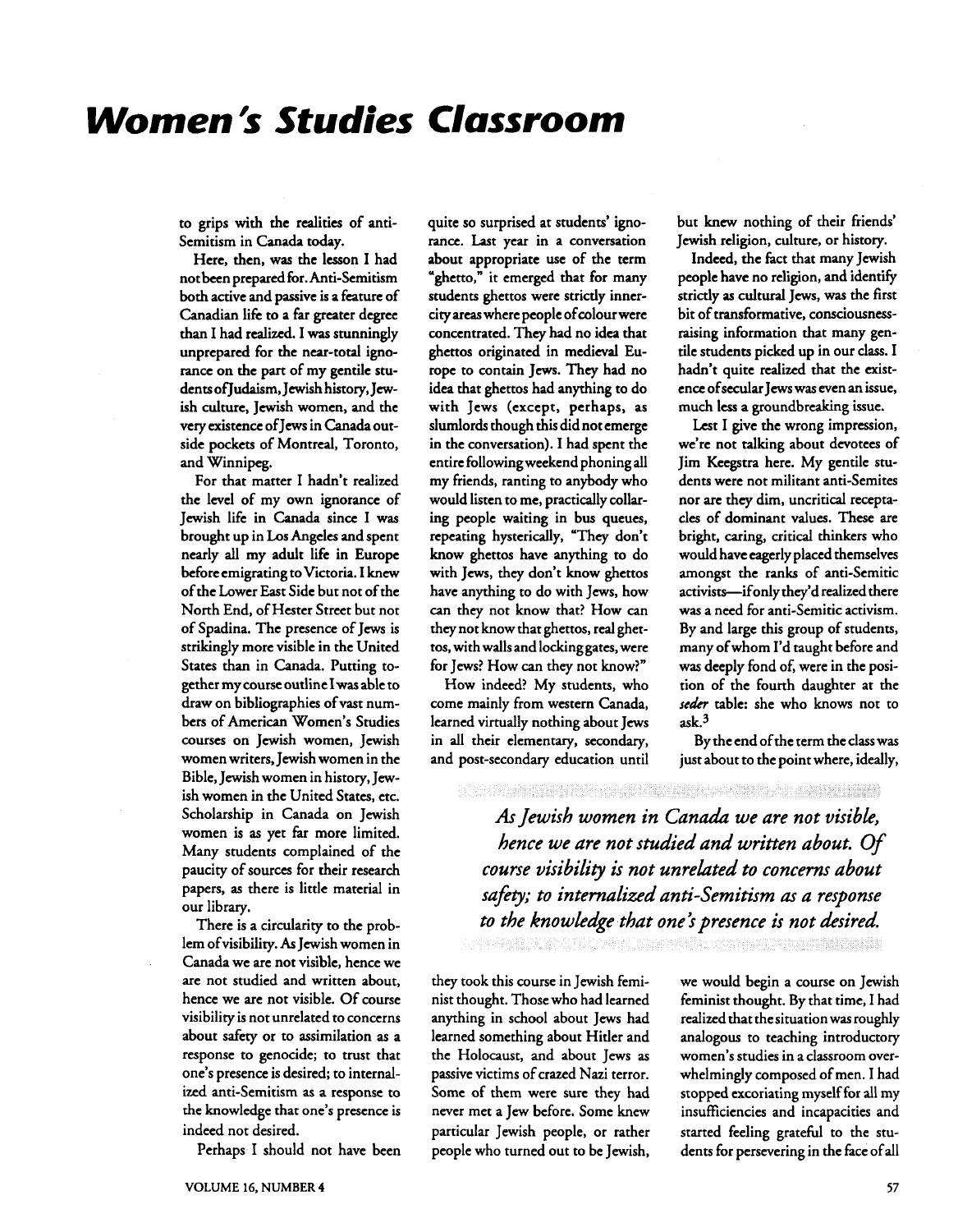to grips with the realities of anti-Semitism in Canada today.

Here, then, was the lesson I had not been prepared for. Anti-Semitism both active and passive is a feature of Canadian life to a far greater degree than I had realized. I was stunningly unprepared for the near-total ignorance on the part of my gentile students of Judaism, Jewish history, Jewish culture, Jewish women, and the very existence of Jews in Canada outside pockets of Montreal, Toronto, and Winnipeg.

For that matter I hadn't realized the level of my own ignorance of Jewish life in Canada since I was brought up in Los Angeles and spent nearly all my adult life in Europe before emigrating to Victoria. I knew of the Lower East Side but not of the North End, of Hester Street but not of Spadina. The presence of Jews is strikingly more visible in the United States than in Canada. Putting together my course outline I was able to draw on bibliographies of vast numbers of American Women's Studies courses on Jewish women, Jewish women writers, Jewish women in the Bible, Jewish women in history, Jewish women in the United States, etc. Scholarship in Canada on Jewish women is as yet far more limited. Many students complained of the paucity of sources for their research papers, as there is little material in our library.

There is a circularity to the problem of visibility. As Jewish women in Canada we are not visible, hence we are not studied and written about, hence we are not visible. Of course visibility is not unrelated to concerns about safety or to assimilation as a response to genocide; to trust that one's presence is desired; to internalized anti-Semitism as a response to the knowledge that one's presence is indeed not desired.

Perhaps I should not have been quite so surprised at students' ignorance. Last year in a conversation about appropriate use of the term "ghetto," it emerged that for many students ghettos were strictly inner-city areas where people of colour were concentrated. They had no idea that ghettos originated in medieval Europe to contain Jews. They had no idea that ghettos had anything to do with Jews (except, perhaps, as slumlords though this did not emerge in the conversation). I had spent the entire following weekend phoning all my friends, ranting to anybody who would listen to me, practically collaring people waiting in bus queues, repeating hysterically, "They don't know ghettos have anything to do with Jews, they don't know ghettos have anything to do with Jews, how can they not know that? How can they not know that ghettos, real ghettos, with walls and locking gates, were for Jews? How can they not know?"

How indeed? My students, who come mainly from western Canada, learned virtually nothing about Jews in all their elementary, secondary, and post-secondary education until they took this course in Jewish feminist thought. Those who had learned anything in school about Jews had learned something about Hitler and the Holocaust, and about Jews as passive victims of crazed Nazi terror. Some of them were sure they had never met a Jew before. Some knew particular Jewish people, or rather people who turned out to be Jewish, but knew nothing of their friends' Jewish religion, culture, or history.

Indeed, the fact that many Jewish people have no religion, and identify strictly as cultural Jews, was the first bit of transformative, consciousness-raising information that many gentile students picked up in our class. I hadn't quite realized that the existence of secular Jews was even an issue, much less a groundbreaking issue.

Lest I give the wrong impression, we're not talking about devotees of Jim Keegstra here. My gentile students were not militant anti-Semites nor are they dim, uncritical receptacles of dominant values. These are bright, caring, critical thinkers who would have eagerly placed themselves amongst the ranks of anti-Semitic activists—if only they'd realized there was a need for anti-Semitic activism. By and large this group of students, many of whom I'd taught before and was deeply fond of, were in the position of the fourth daughter at the *seder* table: she who knows not to ask.[3]

> ***As Jewish women in Canada we are not visible, hence we are not studied and written about. Of course visibility is not unrelated to concerns about safety; to internalized anti-Semitism as a response to the knowledge that one's presence is not desired.***

By the end of the term the class was just about to the point where, ideally, we would begin a course on Jewish feminist thought. By that time, I had realized that the situation was roughly analogous to teaching introductory women's studies in a classroom overwhelmingly composed of men. I had stopped excoriating myself for all my insufficiencies and incapacities and started feeling grateful to the students for persevering in the face of all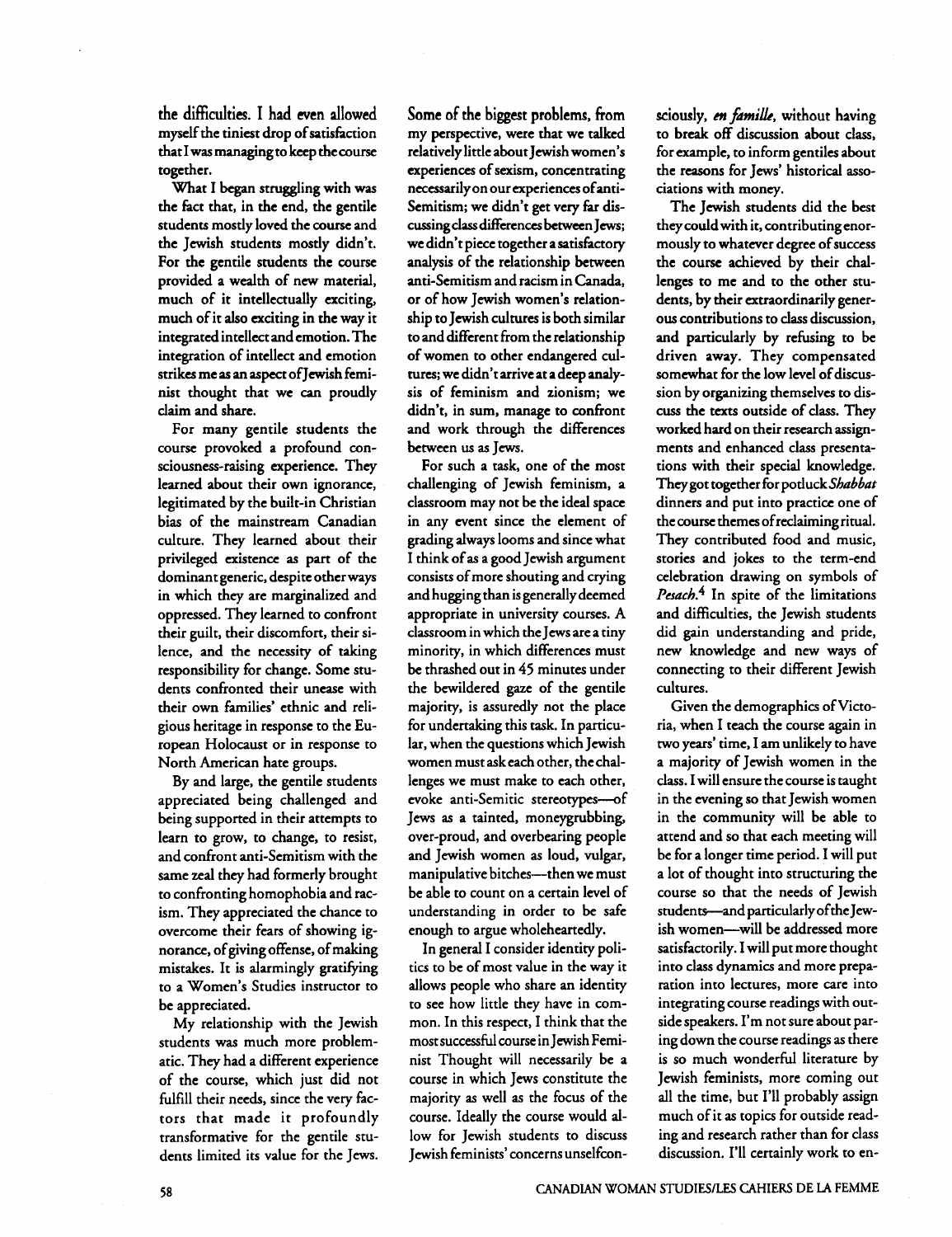the difficulties. I had even allowed myself the tiniest drop of satisfaction that I was managing to keep the course together.

What I began struggling with was the fact that, in the end, the gentile students mostly loved the course and the Jewish students mostly didn't. For the gentile students the course provided a wealth of new material, much of it intellectually exciting, much of it also exciting in the way it integrated intellect and emotion. The integration of intellect and emotion strikes me as an aspect of Jewish feminist thought that we can proudly claim and share.

For many gentile students the course provoked a profound consciousness-raising experience. They learned about their own ignorance, legitimated by the built-in Christian bias of the mainstream Canadian culture. They learned about their privileged existence as part of the dominant generic, despite other ways in which they are marginalized and oppressed. They learned to confront their guilt, their discomfort, their silence, and the necessity of taking responsibility for change. Some students confronted their unease with their own families' ethnic and religious heritage in response to the European Holocaust or in response to North American hate groups.

By and large, the gentile students appreciated being challenged and being supported in their attempts to learn to grow, to change, to resist, and confront anti-Semitism with the same zeal they had formerly brought to confronting homophobia and racism. They appreciated the chance to overcome their fears of showing ignorance, of giving offense, of making mistakes. It is alarmingly gratifying to a Women's Studies instructor to be appreciated.

My relationship with the Jewish students was much more problematic. They had a different experience of the course, which just did not fulfill their needs, since the very factors that made it profoundly transformative for the gentile students limited its value for the Jews. Some of the biggest problems, from my perspective, were that we talked relatively little about Jewish women's experiences of sexism, concentrating necessarily on our experiences of anti-Semitism; we didn't get very far discussing class differences between Jews; we didn't piece together a satisfactory analysis of the relationship between anti-Semitism and racism in Canada, or of how Jewish women's relationship to Jewish cultures is both similar to and different from the relationship of women to other endangered cultures; we didn't arrive at a deep analysis of feminism and zionism; we didn't, in sum, manage to confront and work through the differences between us as Jews.

For such a task, one of the most challenging of Jewish feminism, a classroom may not be the ideal space in any event since the element of grading always looms and since what I think of as a good Jewish argument consists of more shouting and crying and hugging than is generally deemed appropriate in university courses. A classroom in which the Jews are a tiny minority, in which differences must be thrashed out in 45 minutes under the bewildered gaze of the gentile majority, is assuredly not the place for undertaking this task. In particular, when the questions which Jewish women must ask each other, the challenges we must make to each other, evoke anti-Semitic stereotypes—of Jews as a tainted, moneygrubbing, over-proud, and overbearing people and Jewish women as loud, vulgar, manipulative bitches—then we must be able to count on a certain level of understanding in order to be safe enough to argue wholeheartedly.

In general I consider identity politics to be of most value in the way it allows people who share an identity to see how little they have in common. In this respect, I think that the most successful course in Jewish Feminist Thought will necessarily be a course in which Jews constitute the majority as well as the focus of the course. Ideally the course would allow for Jewish students to discuss Jewish feminists' concerns unselfconsciously, *en famille*, without having to break off discussion about class, for example, to inform gentiles about the reasons for Jews' historical associations with money.

The Jewish students did the best they could with it, contributing enormously to whatever degree of success the course achieved by their challenges to me and to the other students, by their extraordinarily generous contributions to class discussion, and particularly by refusing to be driven away. They compensated somewhat for the low level of discussion by organizing themselves to discuss the texts outside of class. They worked hard on their research assignments and enhanced class presentations with their special knowledge. They got together for potluck *Shabbat* dinners and put into practice one of the course themes of reclaiming ritual. They contributed food and music, stories and jokes to the term-end celebration drawing on symbols of *Pesach*.[4] In spite of the limitations and difficulties, the Jewish students did gain understanding and pride, new knowledge and new ways of connecting to their different Jewish cultures.

Given the demographics of Victoria, when I teach the course again in two years' time, I am unlikely to have a majority of Jewish women in the class. I will ensure the course is taught in the evening so that Jewish women in the community will be able to attend and so that each meeting will be for a longer time period. I will put a lot of thought into structuring the course so that the needs of Jewish students—and particularly of the Jewish women—will be addressed more satisfactorily. I will put more thought into class dynamics and more preparation into lectures, more care into integrating course readings with outside speakers. I'm not sure about paring down the course readings as there is so much wonderful literature by Jewish feminists, more coming out all the time, but I'll probably assign much of it as topics for outside reading and research rather than for class discussion. I'll certainly work to en-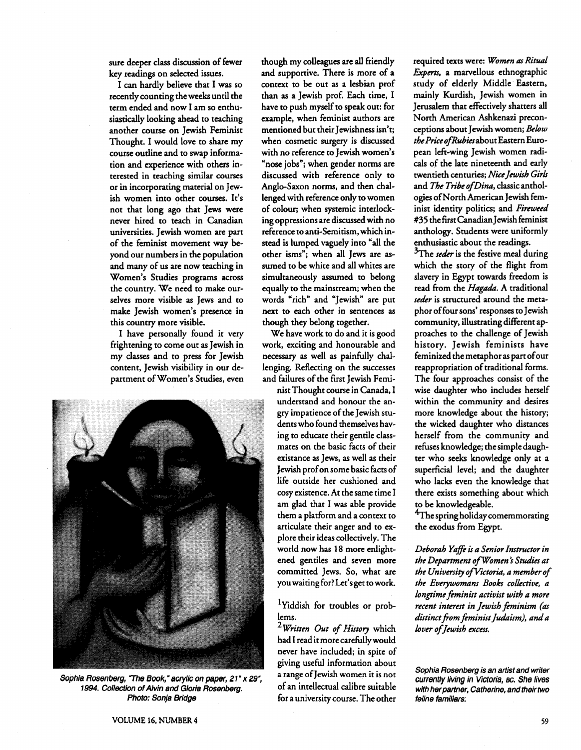sure deeper class discussion of fewer key readings on selected issues.

I can hardly believe that I was so recently counting the weeks until the term ended and now I am so enthusiastically looking ahead to teaching another course on Jewish Feminist Thought. I would love to share my course outline and to swap information and experience with others interested in teaching similar courses or in incorporating material on Jewish women into other courses. It's not that long ago that Jews were never hired to teach in Canadian universities. Jewish women are part of the feminist movement way beyond our numbers in the population and many of us are now teaching in Women's Studies programs across the country. We need to make ourselves more visible as Jews and to make Jewish women's presence in this country more visible.

I have personally found it very frightening to come out as Jewish in my classes and to press for Jewish content, Jewish visibility in our department of Women's Studies, even though my colleagues are all friendly and supportive. There is more of a context to be out as a lesbian prof than as a Jewish prof. Each time, I have to push myself to speak out: for example, when feminist authors are mentioned but their Jewishness isn't; when cosmetic surgery is discussed with no reference to Jewish women's "nose jobs"; when gender norms are discussed with reference only to Anglo-Saxon norms, and then challenged with reference only to women of colour; when systemic interlocking oppressions are discussed with no reference to anti-Semitism, which instead is lumped vaguely into "all the other isms"; when all Jews are assumed to be white and all whites are simultaneously assumed to belong equally to the mainstream; when the words "rich" and "Jewish" are put next to each other in sentences as though they belong together.

We have work to do and it is good work, exciting and honourable and necessary as well as painfully challenging. Reflecting on the successes and failures of the first Jewish Feminist Thought course in Canada, I understand and honour the angry impatience of the Jewish students who found themselves having to educate their gentile classmates on the basic facts of their existance as Jews, as well as their Jewish prof on some basic facts of life outside her cushioned and cosy existence. At the same time I am glad that I was able provide them a platform and a context to articulate their anger and to explore their ideas collectively. The world now has 18 more enlightened gentiles and seven more committed Jews. So, what are you waiting for? Let's get to work.

*Sophia Rosenberg, "The Book," acrylic on paper, 21" x 29", 1994. Collection of Alvin and Gloria Rosenberg. Photo: Sonja Bridge*

[1]Yiddish for troubles or problems.

[2]*Written Out of History* which had I read it more carefully would never have included; in spite of giving useful information about a range of Jewish women it is not of an intellectual calibre suitable for a university course. The other required texts were: *Women as Ritual Experts*, a marvellous ethnographic study of elderly Middle Eastern, mainly Kurdish, Jewish women in Jerusalem that effectively shatters all North American Ashkenazi preconceptions about Jewish women; *Below the Price of Rubies* about Eastern European left-wing Jewish women radicals of the late nineteenth and early twentieth centuries; *Nice Jewish Girls* and *The Tribe of Dina*, classic anthologies of North American Jewish feminist identity politics; and *Fireweed* #35 the first Canadian Jewish feminist anthology. Students were uniformly enthusiastic about the readings.

[3]The *seder* is the festive meal during which the story of the flight from slavery in Egypt towards freedom is read from the *Hagada*. A traditional *seder* is structured around the metaphor of four sons' responses to Jewish community, illustrating different approaches to the challenge of Jewish history. Jewish feminists have feminized the metaphor as part of our reappropriation of traditional forms. The four approaches consist of the wise daughter who includes herself within the community and desires more knowledge about the history; the wicked daughter who distances herself from the community and refuses knowledge; the simple daughter who seeks knowledge only at a superficial level; and the daughter who lacks even the knowledge that there exists something about which to be knowledgeable.

[4]The spring holiday comemmorating the exodus from Egypt.

*Deborah Yaffe is a Senior Instructor in the Department of Women's Studies at the University of Victoria, a member of the Everywomans Books collective, a longtime feminist activist with a more recent interest in Jewish feminism (as distinct from feminist Judaism), and a lover of Jewish excess.*

*Sophia Rosenberg is an artist and writer currently living in Victoria, BC. She lives with her partner, Catherine, and their two feline familiars.*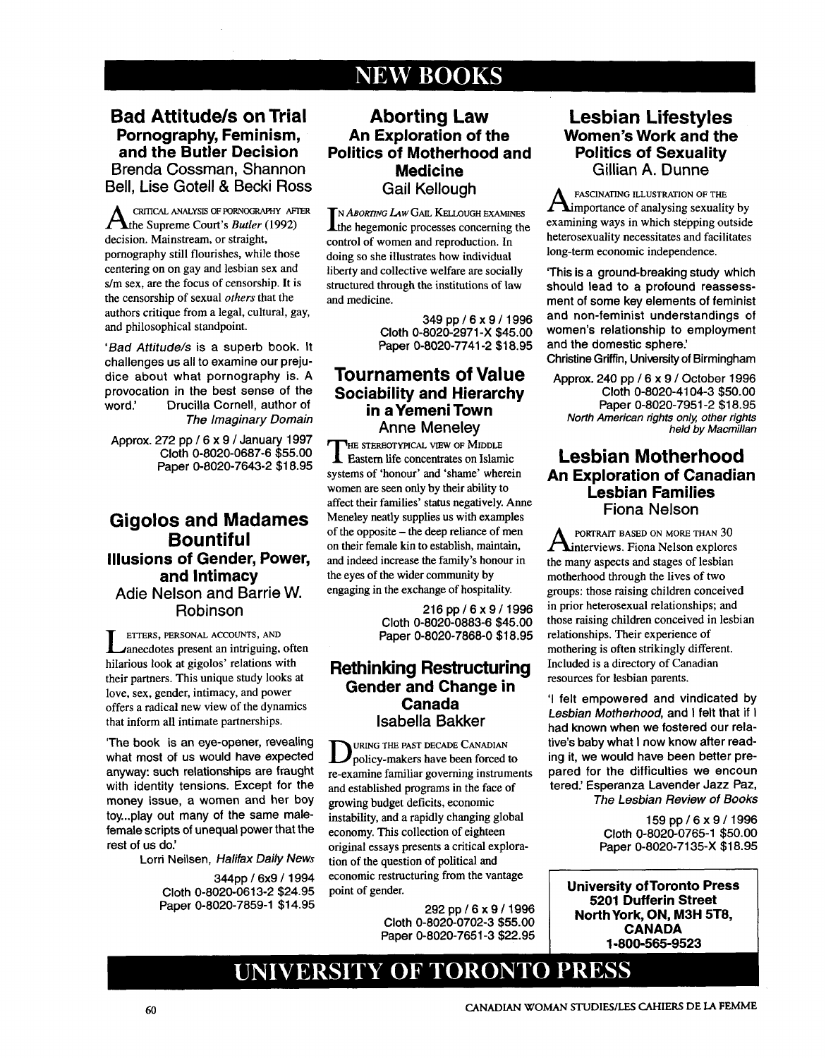# NEW BOOKS

## Bad Attitude/s on Trial
### Pornography, Feminism, and the Butler Decision
Brenda Cossman, Shannon Bell, Lise Gotell & Becki Ross

A critical analysis of pornography after the Supreme Court's *Butler* (1992) decision. Mainstream, or straight, pornography still flourishes, while those centering on on gay and lesbian sex and s/m sex, are the focus of censorship. It is the censorship of sexual *others* that the authors critique from a legal, cultural, gay, and philosophical standpoint.

'*Bad Attitude/s* is a superb book. It challenges us all to examine our prejudice about what pornography is. A provocation in the best sense of the word.' Drucilla Cornell, author of *The Imaginary Domain*

Approx. 272 pp / 6 x 9 / January 1997
Cloth 0-8020-0687-6 $55.00
Paper 0-8020-7643-2 $18.95

## Gigolos and Madames Bountiful
### Illusions of Gender, Power, and Intimacy
Adie Nelson and Barrie W. Robinson

Letters, personal accounts, and anecdotes present an intriguing, often hilarious look at gigolos' relations with their partners. This unique study looks at love, sex, gender, intimacy, and power offers a radical new view of the dynamics that inform all intimate partnerships.

'The book is an eye-opener, revealing what most of us would have expected anyway: such relationships are fraught with identity tensions. Except for the money issue, a women and her boy toy...play out many of the same male-female scripts of unequal power that the rest of us do.'
Lorri Neilsen, *Halifax Daily News*

344pp / 6x9 / 1994
Cloth 0-8020-0613-2 $24.95
Paper 0-8020-7859-1 $14.95

## Aborting Law
### An Exploration of the Politics of Motherhood and Medicine
Gail Kellough

In *Aborting Law* Gail Kellough examines the hegemonic processes concerning the control of women and reproduction. In doing so she illustrates how individual liberty and collective welfare are socially structured through the institutions of law and medicine.

349 pp / 6 x 9 / 1996
Cloth 0-8020-2971-X $45.00
Paper 0-8020-7741-2 $18.95

## Tournaments of Value
### Sociability and Hierarchy in a Yemeni Town
Anne Meneley

The stereotypical view of Middle Eastern life concentrates on Islamic systems of 'honour' and 'shame' wherein women are seen only by their ability to affect their families' status negatively. Anne Meneley neatly supplies us with examples of the opposite – the deep reliance of men on their female kin to establish, maintain, and indeed increase the family's honour in the eyes of the wider community by engaging in the exchange of hospitality.

216 pp / 6 x 9 / 1996
Cloth 0-8020-0883-6 $45.00
Paper 0-8020-7868-0 $18.95

## Rethinking Restructuring
### Gender and Change in Canada
Isabella Bakker

During the past decade Canadian policy-makers have been forced to re-examine familiar governing instruments and established programs in the face of growing budget deficits, economic instability, and a rapidly changing global economy. This collection of eighteen original essays presents a critical exploration of the question of political and economic restructuring from the vantage point of gender.

292 pp / 6 x 9 / 1996
Cloth 0-8020-0702-3 $55.00
Paper 0-8020-7651-3 $22.95

## Lesbian Lifestyles
### Women's Work and the Politics of Sexuality
Gillian A. Dunne

A fascinating illustration of the importance of analysing sexuality by examining ways in which stepping outside heterosexuality necessitates and facilitates long-term economic independence.

'This is a ground-breaking study which should lead to a profound reassessment of some key elements of feminist and non-feminist understandings of women's relationship to employment and the domestic sphere.'
Christine Griffin, University of Birmingham

Approx. 240 pp / 6 x 9 / October 1996
Cloth 0-8020-4104-3 $50.00
Paper 0-8020-7951-2 $18.95
*North American rights only, other rights held by Macmillan*

## Lesbian Motherhood
### An Exploration of Canadian Lesbian Families
Fiona Nelson

A portrait based on more than 30 interviews. Fiona Nelson explores the many aspects and stages of lesbian motherhood through the lives of two groups: those raising children conceived in prior heterosexual relationships; and those raising children conceived in lesbian relationships. Their experience of mothering is often strikingly different. Included is a directory of Canadian resources for lesbian parents.

'I felt empowered and vindicated by *Lesbian Motherhood*, and I felt that if I had known when we fostered our relative's baby what I now know after reading it, we would have been better prepared for the difficulties we encountered.' Esperanza Lavender Jazz Paz, *The Lesbian Review of Books*

159 pp / 6 x 9 / 1996
Cloth 0-8020-0765-1 $50.00
Paper 0-8020-7135-X $18.95

**University of Toronto Press**
**5201 Dufferin Street**
**North York, ON, M3H 5T8, CANADA**
**1-800-565-9523**

# UNIVERSITY OF TORONTO PRESS